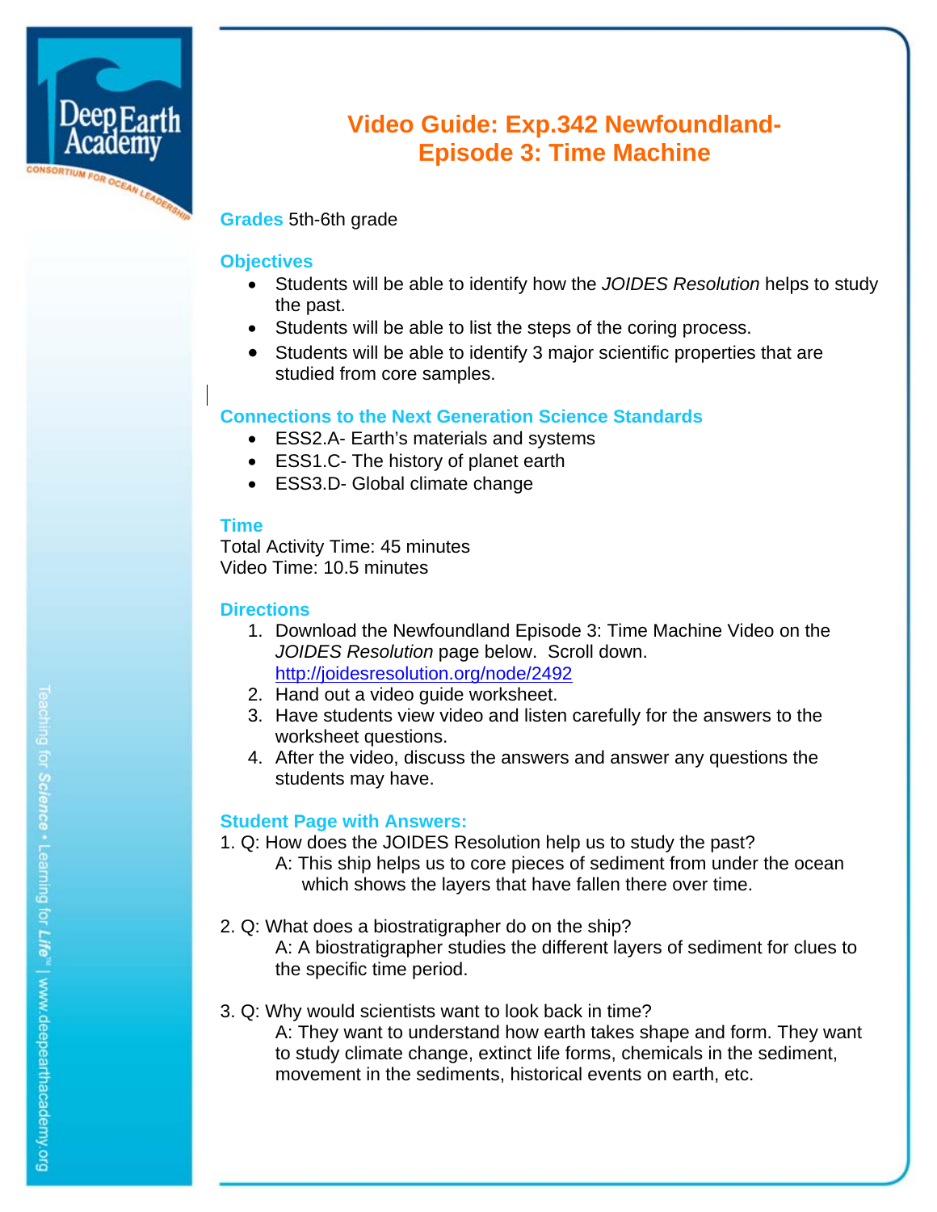# Video Guide: Exp.342 Newfoundland- Episode 3: Time Machine

**Grades** 5th-6th grade

## Objectives

- Students will be able to identify how the *JOIDES Resolution* helps to study the past.
- Students will be able to list the steps of the coring process.
- Students will be able to identify 3 major scientific properties that are studied from core samples.

## Connections to the Next Generation Science Standards

- ESS2.A- Earth's materials and systems
- ESS1.C- The history of planet earth
- ESS3.D- Global climate change

## Time

Total Activity Time: 45 minutes
Video Time: 10.5 minutes

## Directions

1. Download the Newfoundland Episode 3: Time Machine Video on the *JOIDES Resolution* page below. Scroll down. http://joidesresolution.org/node/2492
2. Hand out a video guide worksheet.
3. Have students view video and listen carefully for the answers to the worksheet questions.
4. After the video, discuss the answers and answer any questions the students may have.

## Student Page with Answers:

1. Q: How does the JOIDES Resolution help us to study the past?
   A: This ship helps us to core pieces of sediment from under the ocean which shows the layers that have fallen there over time.

2. Q: What does a biostratigrapher do on the ship?
   A: A biostratigrapher studies the different layers of sediment for clues to the specific time period.

3. Q: Why would scientists want to look back in time?
   A: They want to understand how earth takes shape and form. They want to study climate change, extinct life forms, chemicals in the sediment, movement in the sediments, historical events on earth, etc.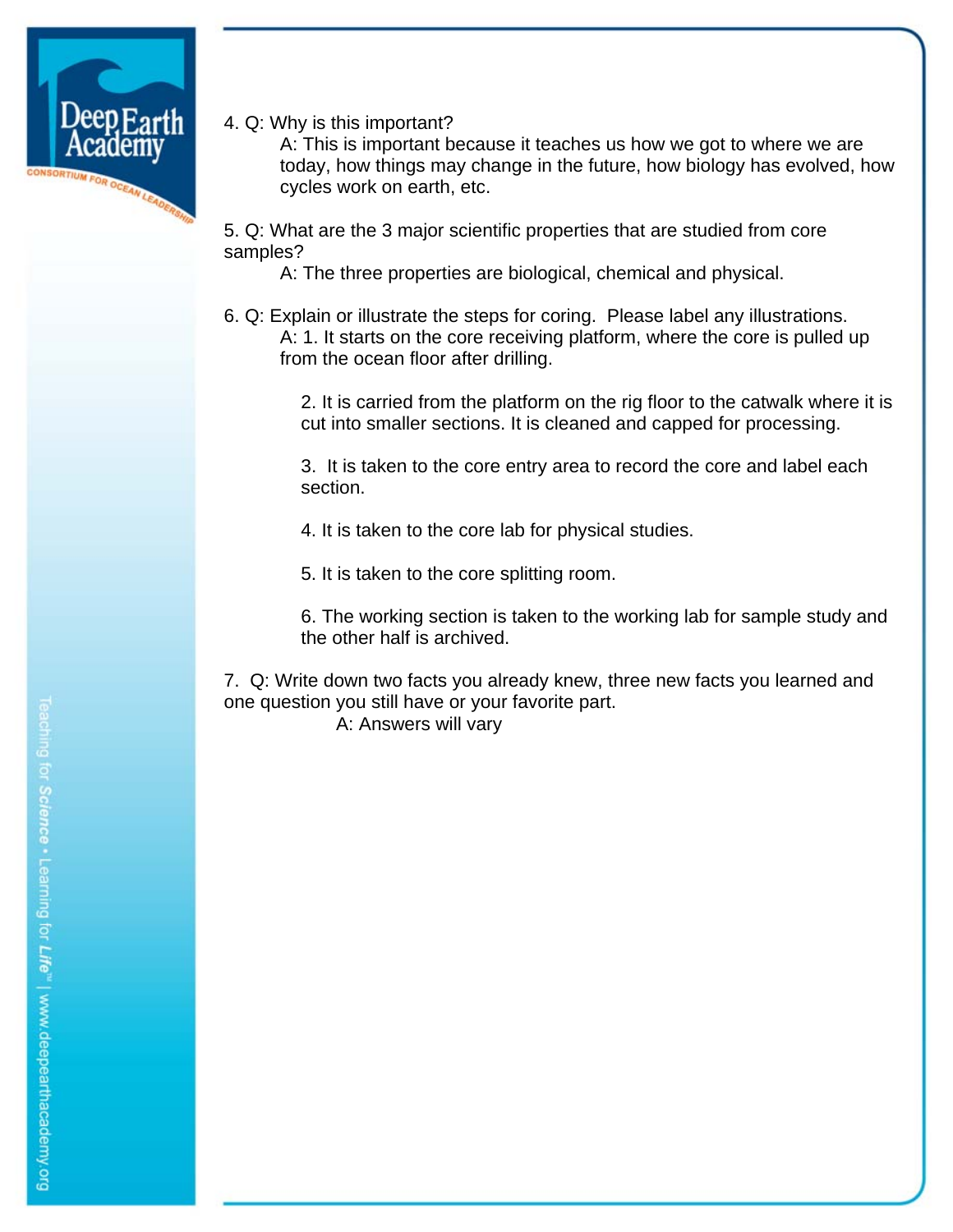4. Q: Why is this important?

   A: This is important because it teaches us how we got to where we are today, how things may change in the future, how biology has evolved, how cycles work on earth, etc.

5. Q: What are the 3 major scientific properties that are studied from core samples?

   A: The three properties are biological, chemical and physical.

6. Q: Explain or illustrate the steps for coring. Please label any illustrations.

   A: 1. It starts on the core receiving platform, where the core is pulled up from the ocean floor after drilling.

   2. It is carried from the platform on the rig floor to the catwalk where it is cut into smaller sections. It is cleaned and capped for processing.

   3. It is taken to the core entry area to record the core and label each section.

   4. It is taken to the core lab for physical studies.

   5. It is taken to the core splitting room.

   6. The working section is taken to the working lab for sample study and the other half is archived.

7. Q: Write down two facts you already knew, three new facts you learned and one question you still have or your favorite part.

   A: Answers will vary